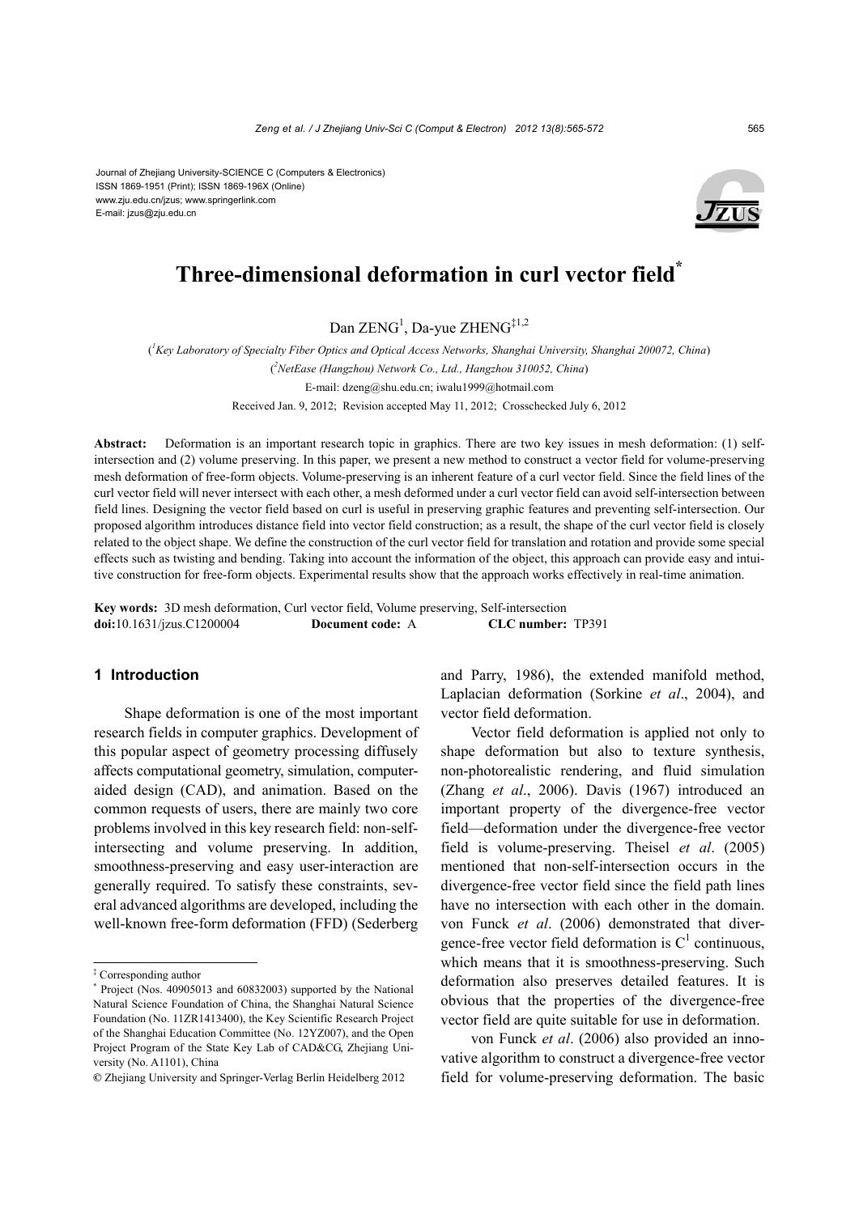Journal of Zhejiang University-SCIENCE C (Computers & Electronics)
ISSN 1869-1951 (Print); ISSN 1869-196X (Online)
www.zju.edu.cn/jzus; www.springerlink.com
E-mail: jzus@zju.edu.cn

# Three-dimensional deformation in curl vector field*

Dan ZENG[1], Da-yue ZHENG[‡1,2]

([1]Key Laboratory of Specialty Fiber Optics and Optical Access Networks, Shanghai University, Shanghai 200072, China)
([2]NetEase (Hangzhou) Network Co., Ltd., Hangzhou 310052, China)
E-mail: dzeng@shu.edu.cn; iwalu1999@hotmail.com
Received Jan. 9, 2012; Revision accepted May 11, 2012; Crosschecked July 6, 2012

**Abstract:** Deformation is an important research topic in graphics. There are two key issues in mesh deformation: (1) self-intersection and (2) volume preserving. In this paper, we present a new method to construct a vector field for volume-preserving mesh deformation of free-form objects. Volume-preserving is an inherent feature of a curl vector field. Since the field lines of the curl vector field will never intersect with each other, a mesh deformed under a curl vector field can avoid self-intersection between field lines. Designing the vector field based on curl is useful in preserving graphic features and preventing self-intersection. Our proposed algorithm introduces distance field into vector field construction; as a result, the shape of the curl vector field is closely related to the object shape. We define the construction of the curl vector field for translation and rotation and provide some special effects such as twisting and bending. Taking into account the information of the object, this approach can provide easy and intuitive construction for free-form objects. Experimental results show that the approach works effectively in real-time animation.

**Key words:** 3D mesh deformation, Curl vector field, Volume preserving, Self-intersection
**doi:**10.1631/jzus.C1200004 **Document code:** A **CLC number:** TP391

## 1 Introduction

Shape deformation is one of the most important research fields in computer graphics. Development of this popular aspect of geometry processing diffusely affects computational geometry, simulation, computer-aided design (CAD), and animation. Based on the common requests of users, there are mainly two core problems involved in this key research field: non-self-intersecting and volume preserving. In addition, smoothness-preserving and easy user-interaction are generally required. To satisfy these constraints, several advanced algorithms are developed, including the well-known free-form deformation (FFD) (Sederberg and Parry, 1986), the extended manifold method, Laplacian deformation (Sorkine *et al*., 2004), and vector field deformation.

Vector field deformation is applied not only to shape deformation but also to texture synthesis, non-photorealistic rendering, and fluid simulation (Zhang *et al*., 2006). Davis (1967) introduced an important property of the divergence-free vector field—deformation under the divergence-free vector field is volume-preserving. Theisel *et al*. (2005) mentioned that non-self-intersection occurs in the divergence-free vector field since the field path lines have no intersection with each other in the domain. von Funck *et al*. (2006) demonstrated that divergence-free vector field deformation is $C^1$ continuous, which means that it is smoothness-preserving. Such deformation also preserves detailed features. It is obvious that the properties of the divergence-free vector field are quite suitable for use in deformation.

von Funck *et al*. (2006) also provided an innovative algorithm to construct a divergence-free vector field for volume-preserving deformation. The basic

---

‡ Corresponding author
\* Project (Nos. 40905013 and 60832003) supported by the National Natural Science Foundation of China, the Shanghai Natural Science Foundation (No. 11ZR1413400), the Key Scientific Research Project of the Shanghai Education Committee (No. 12YZ007), and the Open Project Program of the State Key Lab of CAD&CG, Zhejiang University (No. A1101), China
© Zhejiang University and Springer-Verlag Berlin Heidelberg 2012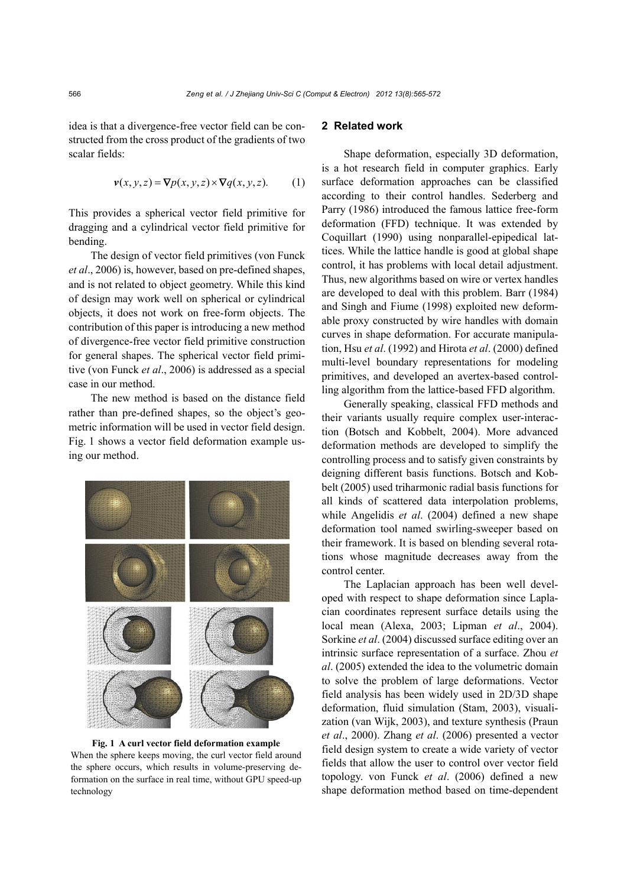idea is that a divergence-free vector field can be constructed from the cross product of the gradients of two scalar fields:

$$\boldsymbol{v}(x, y, z) = \nabla p(x, y, z) \times \nabla q(x, y, z). \quad (1)$$

This provides a spherical vector field primitive for dragging and a cylindrical vector field primitive for bending.

The design of vector field primitives (von Funck *et al*., 2006) is, however, based on pre-defined shapes, and is not related to object geometry. While this kind of design may work well on spherical or cylindrical objects, it does not work on free-form objects. The contribution of this paper is introducing a new method of divergence-free vector field primitive construction for general shapes. The spherical vector field primitive (von Funck *et al*., 2006) is addressed as a special case in our method.

The new method is based on the distance field rather than pre-defined shapes, so the object's geometric information will be used in vector field design. Fig. 1 shows a vector field deformation example using our method.

**Fig. 1 A curl vector field deformation example**
When the sphere keeps moving, the curl vector field around the sphere occurs, which results in volume-preserving deformation on the surface in real time, without GPU speed-up technology

## 2 Related work

Shape deformation, especially 3D deformation, is a hot research field in computer graphics. Early surface deformation approaches can be classified according to their control handles. Sederberg and Parry (1986) introduced the famous lattice free-form deformation (FFD) technique. It was extended by Coquillart (1990) using nonparallel-epipedical lattices. While the lattice handle is good at global shape control, it has problems with local detail adjustment. Thus, new algorithms based on wire or vertex handles are developed to deal with this problem. Barr (1984) and Singh and Fiume (1998) exploited new deformable proxy constructed by wire handles with domain curves in shape deformation. For accurate manipulation, Hsu *et al*. (1992) and Hirota *et al*. (2000) defined multi-level boundary representations for modeling primitives, and developed an avertex-based controlling algorithm from the lattice-based FFD algorithm.

Generally speaking, classical FFD methods and their variants usually require complex user-interaction (Botsch and Kobbelt, 2004). More advanced deformation methods are developed to simplify the controlling process and to satisfy given constraints by deigning different basis functions. Botsch and Kobbelt (2005) used triharmonic radial basis functions for all kinds of scattered data interpolation problems, while Angelidis *et al*. (2004) defined a new shape deformation tool named swirling-sweeper based on their framework. It is based on blending several rotations whose magnitude decreases away from the control center.

The Laplacian approach has been well developed with respect to shape deformation since Laplacian coordinates represent surface details using the local mean (Alexa, 2003; Lipman *et al*., 2004). Sorkine *et al*. (2004) discussed surface editing over an intrinsic surface representation of a surface. Zhou *et al*. (2005) extended the idea to the volumetric domain to solve the problem of large deformations. Vector field analysis has been widely used in 2D/3D shape deformation, fluid simulation (Stam, 2003), visualization (van Wijk, 2003), and texture synthesis (Praun *et al*., 2000). Zhang *et al*. (2006) presented a vector field design system to create a wide variety of vector fields that allow the user to control over vector field topology. von Funck *et al*. (2006) defined a new shape deformation method based on time-dependent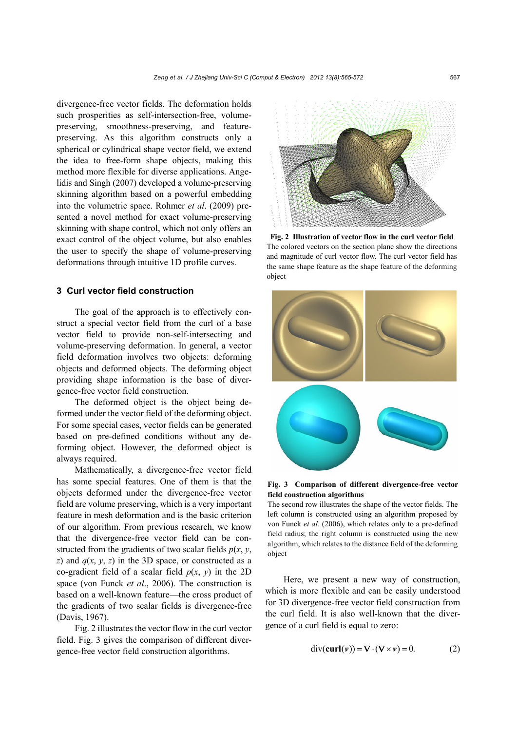divergence-free vector fields. The deformation holds such prosperities as self-intersection-free, volume-preserving, smoothness-preserving, and feature-preserving. As this algorithm constructs only a spherical or cylindrical shape vector field, we extend the idea to free-form shape objects, making this method more flexible for diverse applications. Angelidis and Singh (2007) developed a volume-preserving skinning algorithm based on a powerful embedding into the volumetric space. Rohmer *et al*. (2009) presented a novel method for exact volume-preserving skinning with shape control, which not only offers an exact control of the object volume, but also enables the user to specify the shape of volume-preserving deformations through intuitive 1D profile curves.

## 3 Curl vector field construction

The goal of the approach is to effectively construct a special vector field from the curl of a base vector field to provide non-self-intersecting and volume-preserving deformation. In general, a vector field deformation involves two objects: deforming objects and deformed objects. The deforming object providing shape information is the base of divergence-free vector field construction.

The deformed object is the object being deformed under the vector field of the deforming object. For some special cases, vector fields can be generated based on pre-defined conditions without any deforming object. However, the deformed object is always required.

Mathematically, a divergence-free vector field has some special features. One of them is that the objects deformed under the divergence-free vector field are volume preserving, which is a very important feature in mesh deformation and is the basic criterion of our algorithm. From previous research, we know that the divergence-free vector field can be constructed from the gradients of two scalar fields $p(x, y, z)$ and $q(x, y, z)$ in the 3D space, or constructed as a co-gradient field of a scalar field $p(x, y)$ in the 2D space (von Funck *et al*., 2006). The construction is based on a well-known feature—the cross product of the gradients of two scalar fields is divergence-free (Davis, 1967).

Fig. 2 illustrates the vector flow in the curl vector field. Fig. 3 gives the comparison of different divergence-free vector field construction algorithms.

**Fig. 2 Illustration of vector flow in the curl vector field**
The colored vectors on the section plane show the directions and magnitude of curl vector flow. The curl vector field has the same shape feature as the shape feature of the deforming object

**Fig. 3 Comparison of different divergence-free vector field construction algorithms**
The second row illustrates the shape of the vector fields. The left column is constructed using an algorithm proposed by von Funck *et al*. (2006), which relates only to a pre-defined field radius; the right column is constructed using the new algorithm, which relates to the distance field of the deforming object

Here, we present a new way of construction, which is more flexible and can be easily understood for 3D divergence-free vector field construction from the curl field. It is also well-known that the divergence of a curl field is equal to zero:

$$\mathrm{div}(\mathbf{curl}(\boldsymbol{v})) = \nabla \cdot (\nabla \times \boldsymbol{v}) = 0. \tag{2}$$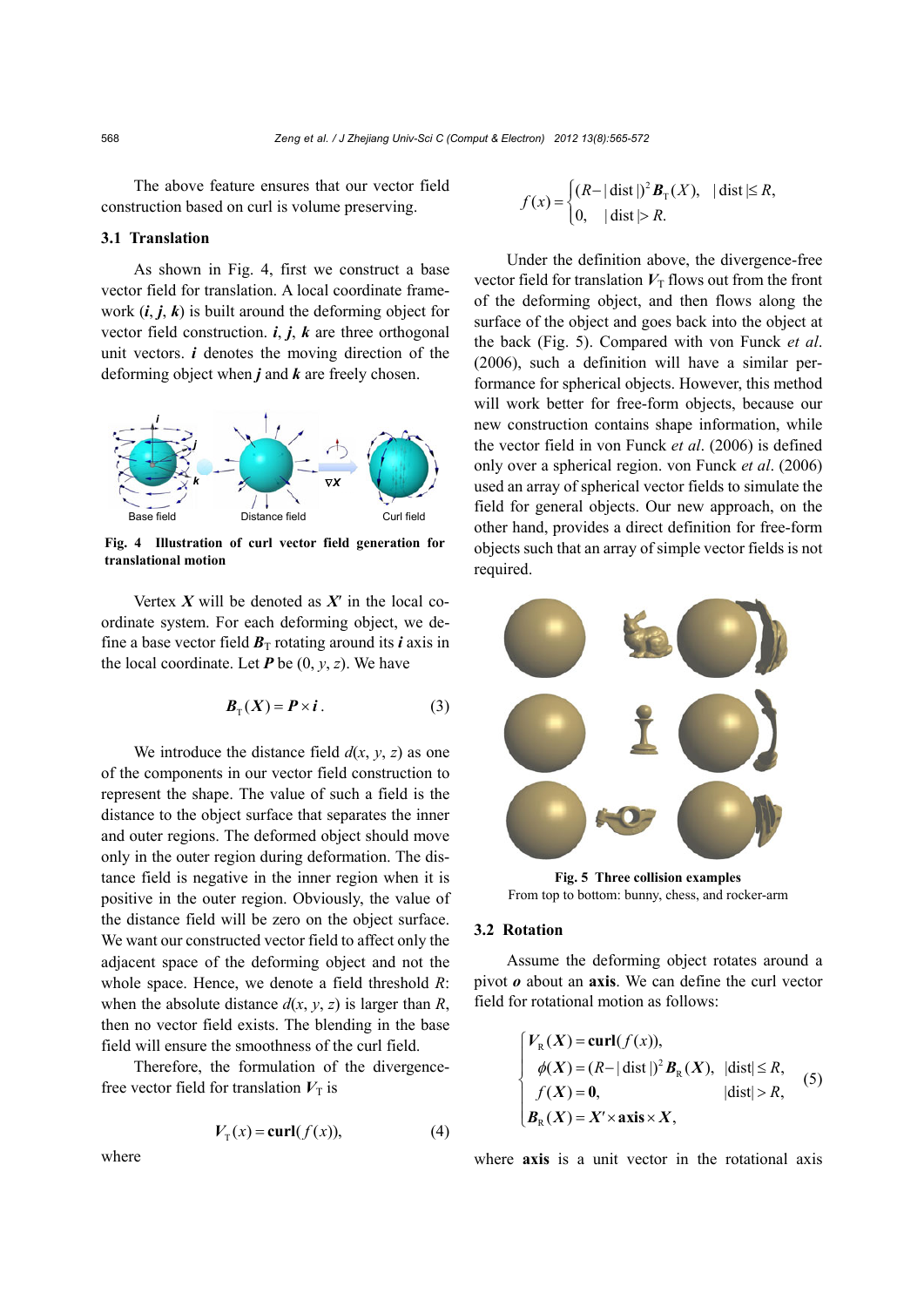The above feature ensures that our vector field construction based on curl is volume preserving.

### 3.1 Translation

As shown in Fig. 4, first we construct a base vector field for translation. A local coordinate framework (***i***, ***j***, ***k***) is built around the deforming object for vector field construction. ***i***, ***j***, ***k*** are three orthogonal unit vectors. ***i*** denotes the moving direction of the deforming object when ***j*** and ***k*** are freely chosen.

**Fig. 4 Illustration of curl vector field generation for translational motion**

Vertex $\boldsymbol{X}$ will be denoted as $\boldsymbol{X}'$ in the local coordinate system. For each deforming object, we define a base vector field $\boldsymbol{B}_\text{T}$ rotating around its ***i*** axis in the local coordinate. Let $\boldsymbol{P}$ be (0, $y$, $z$). We have

$$\boldsymbol{B}_\text{T}(\boldsymbol{X}) = \boldsymbol{P} \times \boldsymbol{i}. \tag{3}$$

We introduce the distance field $d(x, y, z)$ as one of the components in our vector field construction to represent the shape. The value of such a field is the distance to the object surface that separates the inner and outer regions. The deformed object should move only in the outer region during deformation. The distance field is negative in the inner region when it is positive in the outer region. Obviously, the value of the distance field will be zero on the object surface. We want our constructed vector field to affect only the adjacent space of the deforming object and not the whole space. Hence, we denote a field threshold $R$: when the absolute distance $d(x, y, z)$ is larger than $R$, then no vector field exists. The blending in the base field will ensure the smoothness of the curl field.

Therefore, the formulation of the divergence-free vector field for translation $\boldsymbol{V}_\text{T}$ is

$$\boldsymbol{V}_\text{T}(x) = \textbf{curl}(f(x)), \tag{4}$$

where

$$f(x) = \begin{cases} (R - |\,\text{dist}\,|)^2 \boldsymbol{B}_\text{T}(X), & |\,\text{dist}\,| \le R, \\ 0, & |\,\text{dist}\,| > R. \end{cases}$$

Under the definition above, the divergence-free vector field for translation $\boldsymbol{V}_\text{T}$ flows out from the front of the deforming object, and then flows along the surface of the object and goes back into the object at the back (Fig. 5). Compared with von Funck *et al*. (2006), such a definition will have a similar performance for spherical objects. However, this method will work better for free-form objects, because our new construction contains shape information, while the vector field in von Funck *et al*. (2006) is defined only over a spherical region. von Funck *et al*. (2006) used an array of spherical vector fields to simulate the field for general objects. Our new approach, on the other hand, provides a direct definition for free-form objects such that an array of simple vector fields is not required.

**Fig. 5 Three collision examples**
From top to bottom: bunny, chess, and rocker-arm

### 3.2 Rotation

Assume the deforming object rotates around a pivot $\boldsymbol{o}$ about an **axis**. We can define the curl vector field for rotational motion as follows:

$$\begin{cases} \boldsymbol{V}_\text{R}(\boldsymbol{X}) = \textbf{curl}(f(x)), \\ \phi(\boldsymbol{X}) = (R - |\,\text{dist}\,|)^2 \boldsymbol{B}_\text{R}(\boldsymbol{X}), & |\text{dist}| \le R, \\ f(\boldsymbol{X}) = \boldsymbol{0}, & |\text{dist}| > R, \\ \boldsymbol{B}_\text{R}(\boldsymbol{X}) = \boldsymbol{X}' \times \textbf{axis} \times \boldsymbol{X}, \end{cases} \tag{5}$$

where **axis** is a unit vector in the rotational axis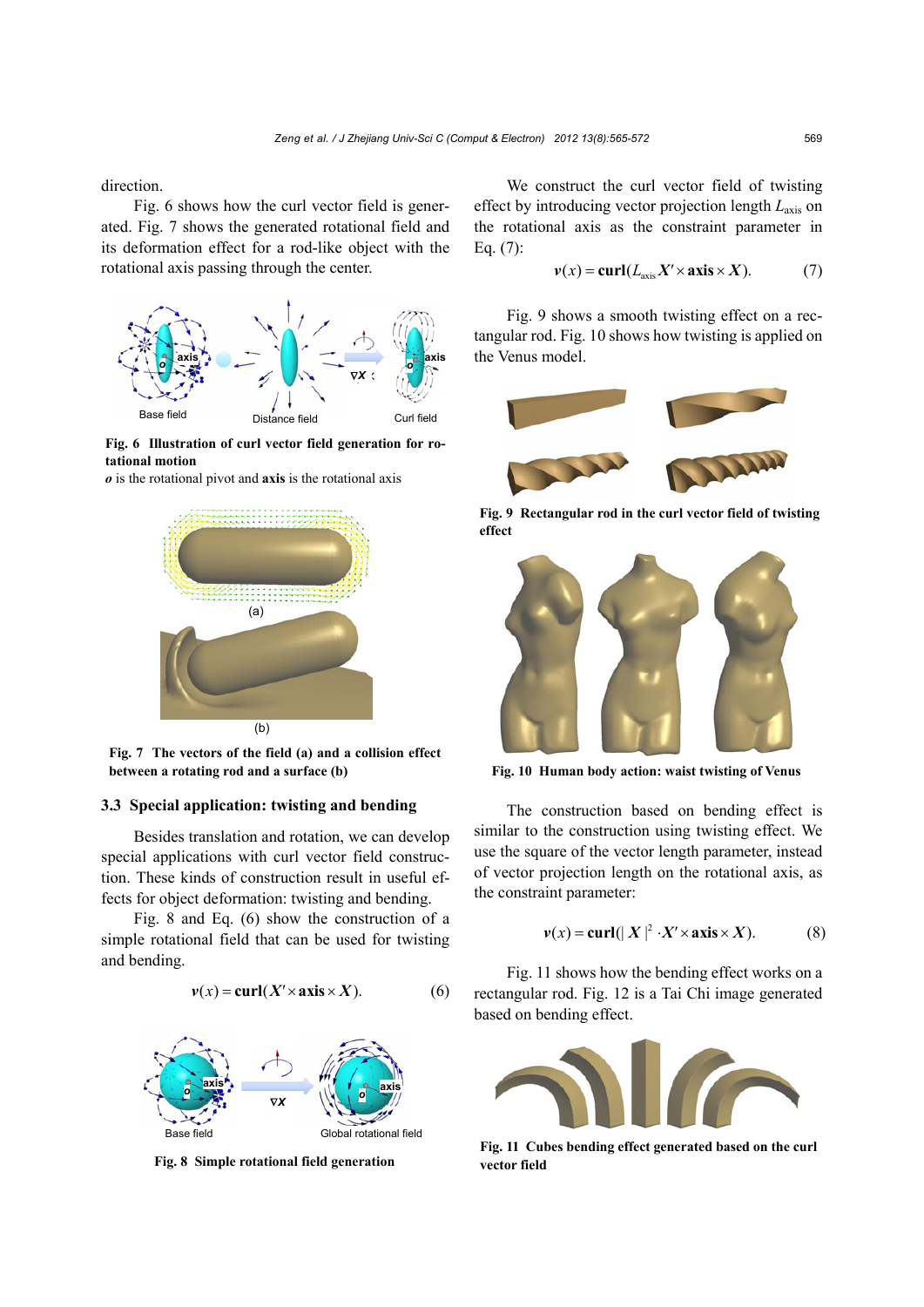direction.

Fig. 6 shows how the curl vector field is generated. Fig. 7 shows the generated rotational field and its deformation effect for a rod-like object with the rotational axis passing through the center.

**Fig. 6 Illustration of curl vector field generation for rotational motion**

***o*** is the rotational pivot and **axis** is the rotational axis

**Fig. 7 The vectors of the field (a) and a collision effect between a rotating rod and a surface (b)**

### 3.3 Special application: twisting and bending

Besides translation and rotation, we can develop special applications with curl vector field construction. These kinds of construction result in useful effects for object deformation: twisting and bending.

Fig. 8 and Eq. (6) show the construction of a simple rotational field that can be used for twisting and bending.

$$\boldsymbol{v}(x) = \mathbf{curl}(\boldsymbol{X}' \times \mathbf{axis} \times \boldsymbol{X}). \tag{6}$$

**Fig. 8 Simple rotational field generation**

We construct the curl vector field of twisting effect by introducing vector projection length $L_{\text{axis}}$ on the rotational axis as the constraint parameter in Eq. (7):

$$\boldsymbol{v}(x) = \mathbf{curl}(L_{\text{axis}} \boldsymbol{X}' \times \mathbf{axis} \times \boldsymbol{X}). \tag{7}$$

Fig. 9 shows a smooth twisting effect on a rectangular rod. Fig. 10 shows how twisting is applied on the Venus model.

**Fig. 9 Rectangular rod in the curl vector field of twisting effect**

**Fig. 10 Human body action: waist twisting of Venus**

The construction based on bending effect is similar to the construction using twisting effect. We use the square of the vector length parameter, instead of vector projection length on the rotational axis, as the constraint parameter:

$$\boldsymbol{v}(x) = \mathbf{curl}(|\boldsymbol{X}|^2 \cdot \boldsymbol{X}' \times \mathbf{axis} \times \boldsymbol{X}). \tag{8}$$

Fig. 11 shows how the bending effect works on a rectangular rod. Fig. 12 is a Tai Chi image generated based on bending effect.

**Fig. 11 Cubes bending effect generated based on the curl vector field**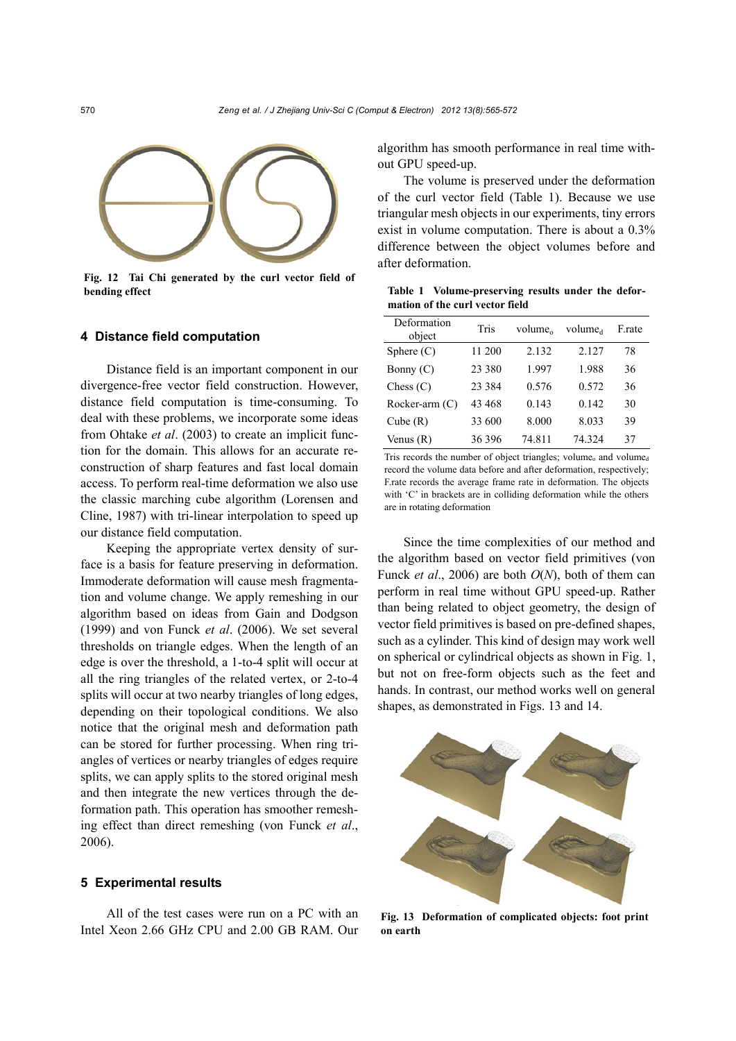Fig. 12 Tai Chi generated by the curl vector field of bending effect

## 4 Distance field computation

Distance field is an important component in our divergence-free vector field construction. However, distance field computation is time-consuming. To deal with these problems, we incorporate some ideas from Ohtake *et al*. (2003) to create an implicit function for the domain. This allows for an accurate reconstruction of sharp features and fast local domain access. To perform real-time deformation we also use the classic marching cube algorithm (Lorensen and Cline, 1987) with tri-linear interpolation to speed up our distance field computation.

Keeping the appropriate vertex density of surface is a basis for feature preserving in deformation. Immoderate deformation will cause mesh fragmentation and volume change. We apply remeshing in our algorithm based on ideas from Gain and Dodgson (1999) and von Funck *et al*. (2006). We set several thresholds on triangle edges. When the length of an edge is over the threshold, a 1-to-4 split will occur at all the ring triangles of the related vertex, or 2-to-4 splits will occur at two nearby triangles of long edges, depending on their topological conditions. We also notice that the original mesh and deformation path can be stored for further processing. When ring triangles of vertices or nearby triangles of edges require splits, we can apply splits to the stored original mesh and then integrate the new vertices through the deformation path. This operation has smoother remeshing effect than direct remeshing (von Funck *et al*., 2006).

## 5 Experimental results

All of the test cases were run on a PC with an Intel Xeon 2.66 GHz CPU and 2.00 GB RAM. Our algorithm has smooth performance in real time without GPU speed-up.

The volume is preserved under the deformation of the curl vector field (Table 1). Because we use triangular mesh objects in our experiments, tiny errors exist in volume computation. There is about a 0.3% difference between the object volumes before and after deformation.

**Table 1 Volume-preserving results under the deformation of the curl vector field**

| Deformation object | Tris | volume$_o$ | volume$_d$ | F.rate |
|---|---|---|---|---|
| Sphere (C) | 11 200 | 2.132 | 2.127 | 78 |
| Bonny (C) | 23 380 | 1.997 | 1.988 | 36 |
| Chess (C) | 23 384 | 0.576 | 0.572 | 36 |
| Rocker-arm (C) | 43 468 | 0.143 | 0.142 | 30 |
| Cube (R) | 33 600 | 8.000 | 8.033 | 39 |
| Venus (R) | 36 396 | 74.811 | 74.324 | 37 |

Tris records the number of object triangles; volume$_o$ and volume$_d$ record the volume data before and after deformation, respectively; F.rate records the average frame rate in deformation. The objects with 'C' in brackets are in colliding deformation while the others are in rotating deformation

Since the time complexities of our method and the algorithm based on vector field primitives (von Funck *et al*., 2006) are both $O(N)$, both of them can perform in real time without GPU speed-up. Rather than being related to object geometry, the design of vector field primitives is based on pre-defined shapes, such as a cylinder. This kind of design may work well on spherical or cylindrical objects as shown in Fig. 1, but not on free-form objects such as the feet and hands. In contrast, our method works well on general shapes, as demonstrated in Figs. 13 and 14.

**Fig. 13 Deformation of complicated objects: foot print on earth**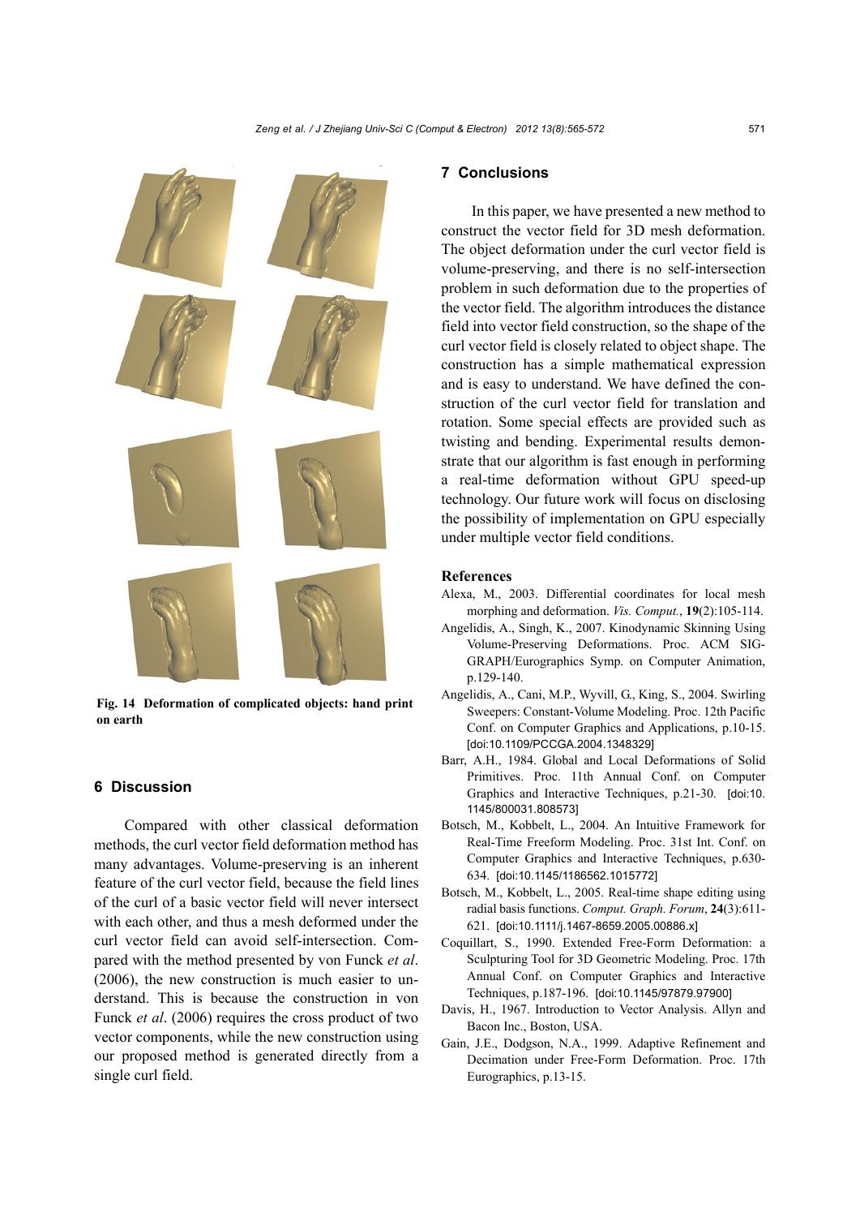Fig. 14 **Deformation of complicated objects: hand print on earth**

## 6 Discussion

Compared with other classical deformation methods, the curl vector field deformation method has many advantages. Volume-preserving is an inherent feature of the curl vector field, because the field lines of the curl of a basic vector field will never intersect with each other, and thus a mesh deformed under the curl vector field can avoid self-intersection. Compared with the method presented by von Funck *et al*. (2006), the new construction is much easier to understand. This is because the construction in von Funck *et al*. (2006) requires the cross product of two vector components, while the new construction using our proposed method is generated directly from a single curl field.

## 7 Conclusions

In this paper, we have presented a new method to construct the vector field for 3D mesh deformation. The object deformation under the curl vector field is volume-preserving, and there is no self-intersection problem in such deformation due to the properties of the vector field. The algorithm introduces the distance field into vector field construction, so the shape of the curl vector field is closely related to object shape. The construction has a simple mathematical expression and is easy to understand. We have defined the construction of the curl vector field for translation and rotation. Some special effects are provided such as twisting and bending. Experimental results demonstrate that our algorithm is fast enough in performing a real-time deformation without GPU speed-up technology. Our future work will focus on disclosing the possibility of implementation on GPU especially under multiple vector field conditions.

### References

Alexa, M., 2003. Differential coordinates for local mesh morphing and deformation. *Vis. Comput.*, **19**(2):105-114.

Angelidis, A., Singh, K., 2007. Kinodynamic Skinning Using Volume-Preserving Deformations. Proc. ACM SIGGRAPH/Eurographics Symp. on Computer Animation, p.129-140.

Angelidis, A., Cani, M.P., Wyvill, G., King, S., 2004. Swirling Sweepers: Constant-Volume Modeling. Proc. 12th Pacific Conf. on Computer Graphics and Applications, p.10-15. [doi:10.1109/PCCGA.2004.1348329]

Barr, A.H., 1984. Global and Local Deformations of Solid Primitives. Proc. 11th Annual Conf. on Computer Graphics and Interactive Techniques, p.21-30. [doi:10.1145/800031.808573]

Botsch, M., Kobbelt, L., 2004. An Intuitive Framework for Real-Time Freeform Modeling. Proc. 31st Int. Conf. on Computer Graphics and Interactive Techniques, p.630-634. [doi:10.1145/1186562.1015772]

Botsch, M., Kobbelt, L., 2005. Real-time shape editing using radial basis functions. *Comput. Graph. Forum*, **24**(3):611-621. [doi:10.1111/j.1467-8659.2005.00886.x]

Coquillart, S., 1990. Extended Free-Form Deformation: a Sculpturing Tool for 3D Geometric Modeling. Proc. 17th Annual Conf. on Computer Graphics and Interactive Techniques, p.187-196. [doi:10.1145/97879.97900]

Davis, H., 1967. Introduction to Vector Analysis. Allyn and Bacon Inc., Boston, USA.

Gain, J.E., Dodgson, N.A., 1999. Adaptive Refinement and Decimation under Free-Form Deformation. Proc. 17th Eurographics, p.13-15.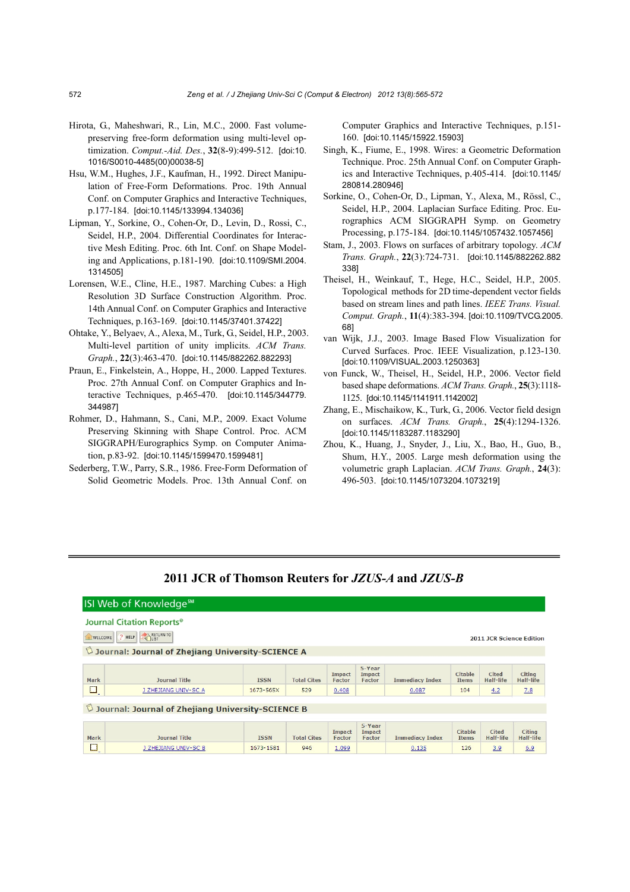Hirota, G., Maheshwari, R., Lin, M.C., 2000. Fast volume-preserving free-form deformation using multi-level optimization. *Comput.-Aid. Des.*, **32**(8-9):499-512. [doi:10.1016/S0010-4485(00)00038-5]

Hsu, W.M., Hughes, J.F., Kaufman, H., 1992. Direct Manipulation of Free-Form Deformations. Proc. 19th Annual Conf. on Computer Graphics and Interactive Techniques, p.177-184. [doi:10.1145/133994.134036]

Lipman, Y., Sorkine, O., Cohen-Or, D., Levin, D., Rossi, C., Seidel, H.P., 2004. Differential Coordinates for Interactive Mesh Editing. Proc. 6th Int. Conf. on Shape Modeling and Applications, p.181-190. [doi:10.1109/SMI.2004.1314505]

Lorensen, W.E., Cline, H.E., 1987. Marching Cubes: a High Resolution 3D Surface Construction Algorithm. Proc. 14th Annual Conf. on Computer Graphics and Interactive Techniques, p.163-169. [doi:10.1145/37401.37422]

Ohtake, Y., Belyaev, A., Alexa, M., Turk, G., Seidel, H.P., 2003. Multi-level partition of unity implicits. *ACM Trans. Graph.*, **22**(3):463-470. [doi:10.1145/882262.882293]

Praun, E., Finkelstein, A., Hoppe, H., 2000. Lapped Textures. Proc. 27th Annual Conf. on Computer Graphics and Interactive Techniques, p.465-470. [doi:10.1145/344779.344987]

Rohmer, D., Hahmann, S., Cani, M.P., 2009. Exact Volume Preserving Skinning with Shape Control. Proc. ACM SIGGRAPH/Eurographics Symp. on Computer Animation, p.83-92. [doi:10.1145/1599470.1599481]

Sederberg, T.W., Parry, S.R., 1986. Free-Form Deformation of Solid Geometric Models. Proc. 13th Annual Conf. on Computer Graphics and Interactive Techniques, p.151-160. [doi:10.1145/15922.15903]

Singh, K., Fiume, E., 1998. Wires: a Geometric Deformation Technique. Proc. 25th Annual Conf. on Computer Graphics and Interactive Techniques, p.405-414. [doi:10.1145/280814.280946]

Sorkine, O., Cohen-Or, D., Lipman, Y., Alexa, M., Rössl, C., Seidel, H.P., 2004. Laplacian Surface Editing. Proc. Eurographics ACM SIGGRAPH Symp. on Geometry Processing, p.175-184. [doi:10.1145/1057432.1057456]

Stam, J., 2003. Flows on surfaces of arbitrary topology. *ACM Trans. Graph.*, **22**(3):724-731. [doi:10.1145/882262.882338]

Theisel, H., Weinkauf, T., Hege, H.C., Seidel, H.P., 2005. Topological methods for 2D time-dependent vector fields based on stream lines and path lines. *IEEE Trans. Visual. Comput. Graph.*, **11**(4):383-394. [doi:10.1109/TVCG.2005.68]

van Wijk, J.J., 2003. Image Based Flow Visualization for Curved Surfaces. Proc. IEEE Visualization, p.123-130. [doi:10.1109/VISUAL.2003.1250363]

von Funck, W., Theisel, H., Seidel, H.P., 2006. Vector field based shape deformations. *ACM Trans. Graph.*, **25**(3):1118-1125. [doi:10.1145/1141911.1142002]

Zhang, E., Mischaikow, K., Turk, G., 2006. Vector field design on surfaces. *ACM Trans. Graph.*, **25**(4):1294-1326. [doi:10.1145/1183287.1183290]

Zhou, K., Huang, J., Snyder, J., Liu, X., Bao, H., Guo, B., Shum, H.Y., 2005. Large mesh deformation using the volumetric graph Laplacian. *ACM Trans. Graph.*, **24**(3):496-503. [doi:10.1145/1073204.1073219]

---

## 2011 JCR of Thomson Reuters for *JZUS-A* and *JZUS-B*

ISI Web of Knowledge℠

Journal Citation Reports®

WELCOME | HELP | RETURN TO LIST

2011 JCR Science Edition

**Journal: Journal of Zhejiang University-SCIENCE A**

| Mark | Journal Title | ISSN | Total Cites | Impact Factor | 5-Year Impact Factor | Immediacy Index | Citable Items | Cited Half-life | Citing Half-life |
|---|---|---|---|---|---|---|---|---|---|
| ☐ | J ZHEJIANG UNIV-SC A | 1673-565X | 529 | 0.408 | | 0.087 | 104 | 4.2 | 7.8 |

**Journal: Journal of Zhejiang University-SCIENCE B**

| Mark | Journal Title | ISSN | Total Cites | Impact Factor | 5-Year Impact Factor | Immediacy Index | Citable Items | Cited Half-life | Citing Half-life |
|---|---|---|---|---|---|---|---|---|---|
| ☐ | J ZHEJIANG UNIV-SC B | 1673-1581 | 946 | 1.099 | | 0.135 | 126 | 3.9 | 6.9 |